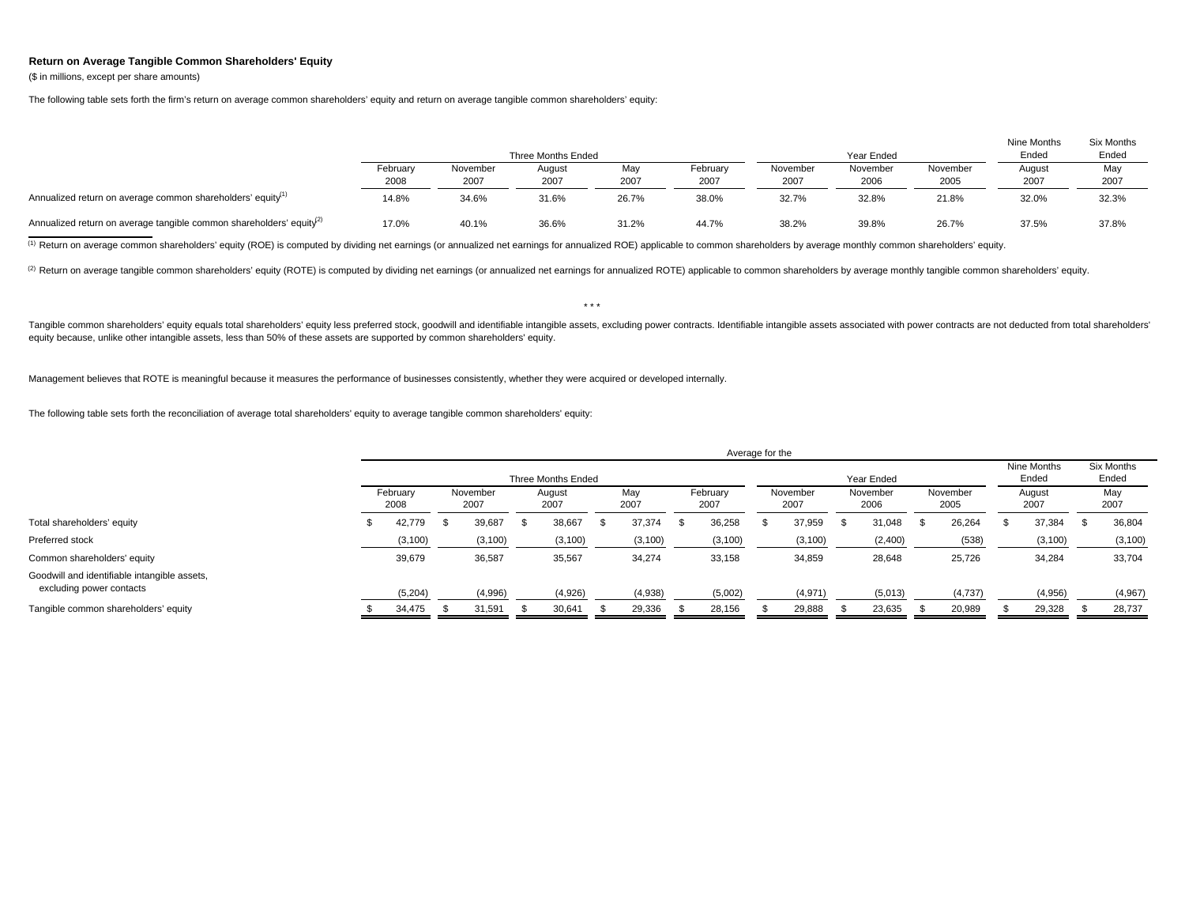**Return on Average Tangible Common Shareholders' Equity**

($ in millions, except per share amounts)

The following table sets forth the firm's return on average common shareholders' equity and return on average tangible common shareholders' equity:

| | Three Months Ended | | | | | Year Ended | | | Nine Months Ended | Six Months Ended |
|---|---|---|---|---|---|---|---|---|---|---|
| | February 2008 | November 2007 | August 2007 | May 2007 | February 2007 | November 2007 | November 2006 | November 2005 | August 2007 | May 2007 |
| Annualized return on average common shareholders' equity[1] | 14.8% | 34.6% | 31.6% | 26.7% | 38.0% | 32.7% | 32.8% | 21.8% | 32.0% | 32.3% |
| Annualized return on average tangible common shareholders' equity[2] | 17.0% | 40.1% | 36.6% | 31.2% | 44.7% | 38.2% | 39.8% | 26.7% | 37.5% | 37.8% |

[1] Return on average common shareholders' equity (ROE) is computed by dividing net earnings (or annualized net earnings for annualized ROE) applicable to common shareholders by average monthly common shareholders' equity.

[2] Return on average tangible common shareholders' equity (ROTE) is computed by dividing net earnings (or annualized net earnings for annualized ROTE) applicable to common shareholders by average monthly tangible common shareholders' equity.

\* \* \*

Tangible common shareholders' equity equals total shareholders' equity less preferred stock, goodwill and identifiable intangible assets, excluding power contracts. Identifiable intangible assets associated with power contracts are not deducted from total shareholders' equity because, unlike other intangible assets, less than 50% of these assets are supported by common shareholders' equity.

Management believes that ROTE is meaningful because it measures the performance of businesses consistently, whether they were acquired or developed internally.

The following table sets forth the reconciliation of average total shareholders' equity to average tangible common shareholders' equity:

| | Average for the | | | | | | | | | |
|---|---|---|---|---|---|---|---|---|---|---|
| | Three Months Ended | | | | | Year Ended | | | Nine Months Ended | Six Months Ended |
| | February 2008 | November 2007 | August 2007 | May 2007 | February 2007 | November 2007 | November 2006 | November 2005 | August 2007 | May 2007 |
| Total shareholders' equity | $ 42,779 | $ 39,687 | $ 38,667 | $ 37,374 | $ 36,258 | $ 37,959 | $ 31,048 | $ 26,264 | $ 37,384 | $ 36,804 |
| Preferred stock | (3,100) | (3,100) | (3,100) | (3,100) | (3,100) | (3,100) | (2,400) | (538) | (3,100) | (3,100) |
| Common shareholders' equity | 39,679 | 36,587 | 35,567 | 34,274 | 33,158 | 34,859 | 28,648 | 25,726 | 34,284 | 33,704 |
| Goodwill and identifiable intangible assets, excluding power contacts | (5,204) | (4,996) | (4,926) | (4,938) | (5,002) | (4,971) | (5,013) | (4,737) | (4,956) | (4,967) |
| Tangible common shareholders' equity | $ 34,475 | $ 31,591 | $ 30,641 | $ 29,336 | $ 28,156 | $ 29,888 | $ 23,635 | $ 20,989 | $ 29,328 | $ 28,737 |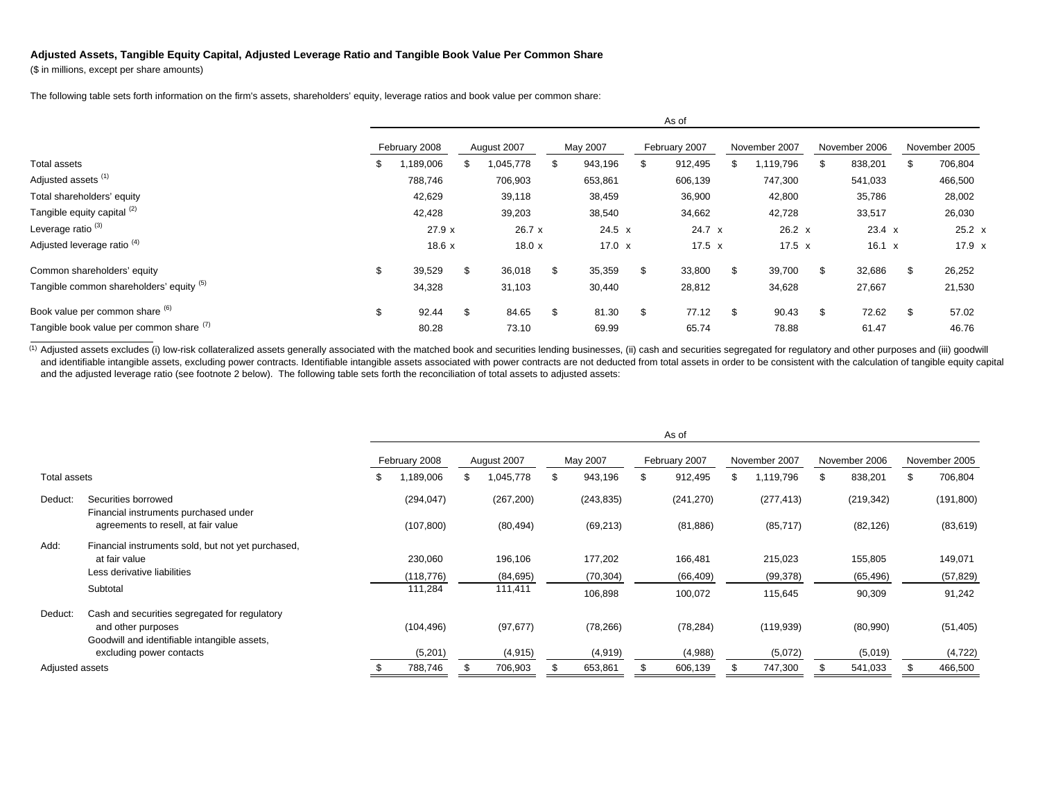**Adjusted Assets, Tangible Equity Capital, Adjusted Leverage Ratio and Tangible Book Value Per Common Share**

($ in millions, except per share amounts)

The following table sets forth information on the firm's assets, shareholders' equity, leverage ratios and book value per common share:

| | As of | | | | | | |
|---|---|---|---|---|---|---|---|
| | February 2008 | August 2007 | May 2007 | February 2007 | November 2007 | November 2006 | November 2005 |
| Total assets | $ 1,189,006 | $ 1,045,778 | $ 943,196 | $ 912,495 | $ 1,119,796 | $ 838,201 | $ 706,804 |
| Adjusted assets [(1)] | 788,746 | 706,903 | 653,861 | 606,139 | 747,300 | 541,033 | 466,500 |
| Total shareholders' equity | 42,629 | 39,118 | 38,459 | 36,900 | 42,800 | 35,786 | 28,002 |
| Tangible equity capital [(2)] | 42,428 | 39,203 | 38,540 | 34,662 | 42,728 | 33,517 | 26,030 |
| Leverage ratio [(3)] | 27.9 x | 26.7 x | 24.5 x | 24.7 x | 26.2 x | 23.4 x | 25.2 x |
| Adjusted leverage ratio [(4)] | 18.6 x | 18.0 x | 17.0 x | 17.5 x | 17.5 x | 16.1 x | 17.9 x |
| Common shareholders' equity | $ 39,529 | $ 36,018 | $ 35,359 | $ 33,800 | $ 39,700 | $ 32,686 | $ 26,252 |
| Tangible common shareholders' equity [(5)] | 34,328 | 31,103 | 30,440 | 28,812 | 34,628 | 27,667 | 21,530 |
| Book value per common share [(6)] | $ 92.44 | $ 84.65 | $ 81.30 | $ 77.12 | $ 90.43 | $ 72.62 | $ 57.02 |
| Tangible book value per common share [(7)] | 80.28 | 73.10 | 69.99 | 65.74 | 78.88 | 61.47 | 46.76 |

[(1)] Adjusted assets excludes (i) low-risk collateralized assets generally associated with the matched book and securities lending businesses, (ii) cash and securities segregated for regulatory and other purposes and (iii) goodwill and identifiable intangible assets, excluding power contracts. Identifiable intangible assets associated with power contracts are not deducted from total assets in order to be consistent with the calculation of tangible equity capital and the adjusted leverage ratio (see footnote 2 below). The following table sets forth the reconciliation of total assets to adjusted assets:

| | | As of | | | | | | |
|---|---|---|---|---|---|---|---|---|
| | | February 2008 | August 2007 | May 2007 | February 2007 | November 2007 | November 2006 | November 2005 |
| Total assets | | $ 1,189,006 | $ 1,045,778 | $ 943,196 | $ 912,495 | $ 1,119,796 | $ 838,201 | $ 706,804 |
| Deduct: | Securities borrowed | (294,047) | (267,200) | (243,835) | (241,270) | (277,413) | (219,342) | (191,800) |
| | Financial instruments purchased under agreements to resell, at fair value | (107,800) | (80,494) | (69,213) | (81,886) | (85,717) | (82,126) | (83,619) |
| Add: | Financial instruments sold, but not yet purchased, at fair value | 230,060 | 196,106 | 177,202 | 166,481 | 215,023 | 155,805 | 149,071 |
| | Less derivative liabilities | (118,776) | (84,695) | (70,304) | (66,409) | (99,378) | (65,496) | (57,829) |
| | Subtotal | 111,284 | 111,411 | 106,898 | 100,072 | 115,645 | 90,309 | 91,242 |
| Deduct: | Cash and securities segregated for regulatory and other purposes | (104,496) | (97,677) | (78,266) | (78,284) | (119,939) | (80,990) | (51,405) |
| | Goodwill and identifiable intangible assets, excluding power contacts | (5,201) | (4,915) | (4,919) | (4,988) | (5,072) | (5,019) | (4,722) |
| Adjusted assets | | $ 788,746 | $ 706,903 | $ 653,861 | $ 606,139 | $ 747,300 | $ 541,033 | $ 466,500 |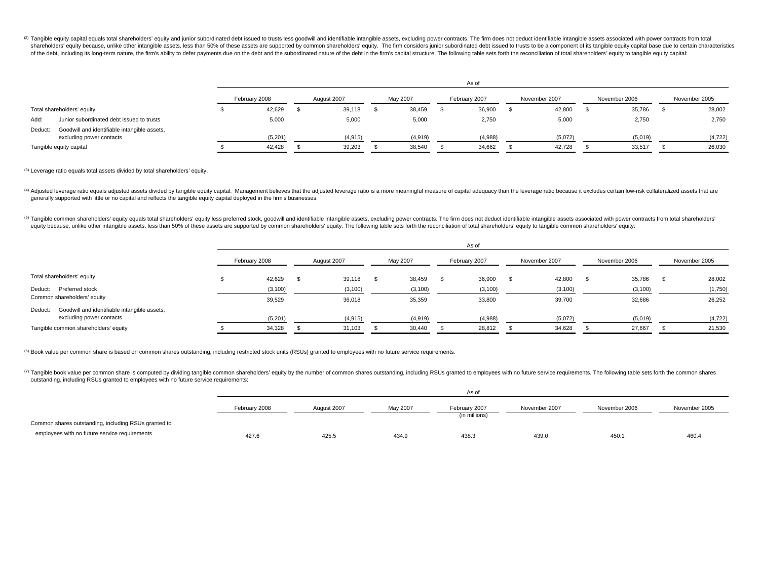[2] Tangible equity capital equals total shareholders' equity and junior subordinated debt issued to trusts less goodwill and identifiable intangible assets, excluding power contracts. The firm does not deduct identifiable intangible assets associated with power contracts from total shareholders' equity because, unlike other intangible assets, less than 50% of these assets are supported by common shareholders' equity. The firm considers junior subordinated debt issued to trusts to be a component of its tangible equity capital base due to certain characteristics of the debt, including its long-term nature, the firm's ability to defer payments due on the debt and the subordinated nature of the debt in the firm's capital structure. The following table sets forth the reconciliation of total shareholders' equity to tangible equity capital:

| | As of | | | | | | |
|---|---|---|---|---|---|---|---|
| | February 2008 | August 2007 | May 2007 | February 2007 | November 2007 | November 2006 | November 2005 |
| Total shareholders' equity | $ 42,629 | $ 39,118 | $ 38,459 | $ 36,900 | $ 42,800 | $ 35,786 | $ 28,002 |
| Add: Junior subordinated debt issued to trusts | 5,000 | 5,000 | 5,000 | 2,750 | 5,000 | 2,750 | 2,750 |
| Deduct: Goodwill and identifiable intangible assets, excluding power contacts | (5,201) | (4,915) | (4,919) | (4,988) | (5,072) | (5,019) | (4,722) |
| Tangible equity capital | $ 42,428 | $ 39,203 | $ 38,540 | $ 34,662 | $ 42,728 | $ 33,517 | $ 26,030 |

[3] Leverage ratio equals total assets divided by total shareholders' equity.

[4] Adjusted leverage ratio equals adjusted assets divided by tangible equity capital. Management believes that the adjusted leverage ratio is a more meaningful measure of capital adequacy than the leverage ratio because it excludes certain low-risk collateralized assets that are generally supported with little or no capital and reflects the tangible equity capital deployed in the firm's businesses.

[5] Tangible common shareholders' equity equals total shareholders' equity less preferred stock, goodwill and identifiable intangible assets, excluding power contracts. The firm does not deduct identifiable intangible assets associated with power contracts from total shareholders' equity because, unlike other intangible assets, less than 50% of these assets are supported by common shareholders' equity. The following table sets forth the reconciliation of total shareholders' equity to tangible common shareholders' equity:

| | As of | | | | | | |
|---|---|---|---|---|---|---|---|
| | February 2008 | August 2007 | May 2007 | February 2007 | November 2007 | November 2006 | November 2005 |
| Total shareholders' equity | $ 42,629 | $ 39,118 | $ 38,459 | $ 36,900 | $ 42,800 | $ 35,786 | $ 28,002 |
| Deduct: Preferred stock | (3,100) | (3,100) | (3,100) | (3,100) | (3,100) | (3,100) | (1,750) |
| Common shareholders' equity | 39,529 | 36,018 | 35,359 | 33,800 | 39,700 | 32,686 | 26,252 |
| Deduct: Goodwill and identifiable intangible assets, excluding power contacts | (5,201) | (4,915) | (4,919) | (4,988) | (5,072) | (5,019) | (4,722) |
| Tangible common shareholders' equity | $ 34,328 | $ 31,103 | $ 30,440 | $ 28,812 | $ 34,628 | $ 27,667 | $ 21,530 |

[6] Book value per common share is based on common shares outstanding, including restricted stock units (RSUs) granted to employees with no future service requirements.

[7] Tangible book value per common share is computed by dividing tangible common shareholders' equity by the number of common shares outstanding, including RSUs granted to employees with no future service requirements. The following table sets forth the common shares outstanding, including RSUs granted to employees with no future service requirements:

| | As of | | | | | | |
|---|---|---|---|---|---|---|---|
| | February 2008 | August 2007 | May 2007 | February 2007 | November 2007 | November 2006 | November 2005 |
| | | | | (in millions) | | | |
| Common shares outstanding, including RSUs granted to employees with no future service requirements | 427.6 | 425.5 | 434.9 | 438.3 | 439.0 | 450.1 | 460.4 |